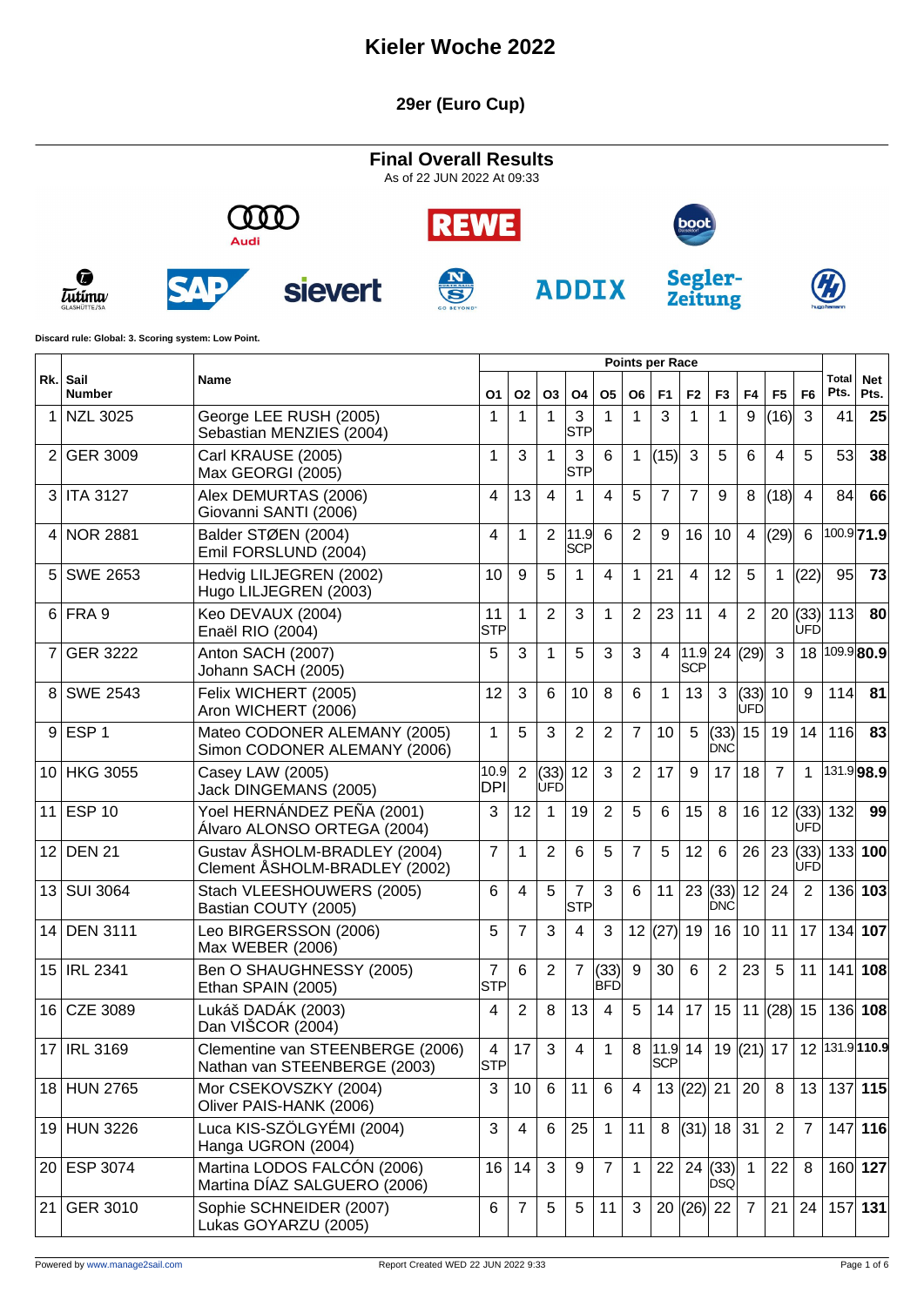# Kieler Woche 2022

## 29er (Euro Cup)

### Final Overall Results

As of 22 JUN 2022 At 09:33

**Discard rule: Global: 3. Scoring system: Low Point.**

| Rk. | Sail Number | Name | O1 | O2 | O3 | O4 | O5 | O6 | F1 | F2 | F3 | F4 | F5 | F6 | Total Pts. | Net Pts. |
|---|---|---|---|---|---|---|---|---|---|---|---|---|---|---|---|---|
| 1 | NZL 3025 | George LEE RUSH (2005) Sebastian MENZIES (2004) | 1 | 1 | 1 | 3 STP | 1 | 1 | 3 | 1 | 1 | 9 | (16) | 3 | 41 | **25** |
| 2 | GER 3009 | Carl KRAUSE (2005) Max GEORGI (2005) | 1 | 3 | 1 | 3 STP | 6 | 1 | (15) | 3 | 5 | 6 | 4 | 5 | 53 | **38** |
| 3 | ITA 3127 | Alex DEMURTAS (2006) Giovanni SANTI (2006) | 4 | 13 | 4 | 1 | 4 | 5 | 7 | 7 | 9 | 8 | (18) | 4 | 84 | **66** |
| 4 | NOR 2881 | Balder STØEN (2004) Emil FORSLUND (2004) | 4 | 1 | 2 | 11.9 SCP | 6 | 2 | 9 | 16 | 10 | 4 | (29) | 6 | 100.9 | **71.9** |
| 5 | SWE 2653 | Hedvig LILJEGREN (2002) Hugo LILJEGREN (2003) | 10 | 9 | 5 | 1 | 4 | 1 | 21 | 4 | 12 | 5 | 1 | (22) | 95 | **73** |
| 6 | FRA 9 | Keo DEVAUX (2004) Enaël RIO (2004) | 11 STP | 1 | 2 | 3 | 1 | 2 | 23 | 11 | 4 | 2 | 20 | (33) UFD | 113 | **80** |
| 7 | GER 3222 | Anton SACH (2007) Johann SACH (2005) | 5 | 3 | 1 | 5 | 3 | 3 | 4 | 11.9 SCP | 24 | (29) | 3 | 18 | 109.9 | **80.9** |
| 8 | SWE 2543 | Felix WICHERT (2005) Aron WICHERT (2006) | 12 | 3 | 6 | 10 | 8 | 6 | 1 | 13 | 3 | (33) UFD | 10 | 9 | 114 | **81** |
| 9 | ESP 1 | Mateo CODONER ALEMANY (2005) Simon CODONER ALEMANY (2006) | 1 | 5 | 3 | 2 | 2 | 7 | 10 | 5 | (33) DNC | 15 | 19 | 14 | 116 | **83** |
| 10 | HKG 3055 | Casey LAW (2005) Jack DINGEMANS (2005) | 10.9 DPI | 2 | (33) UFD | 12 | 3 | 2 | 17 | 9 | 17 | 18 | 7 | 1 | 131.9 | **98.9** |
| 11 | ESP 10 | Yoel HERNÁNDEZ PEÑA (2001) Álvaro ALONSO ORTEGA (2004) | 3 | 12 | 1 | 19 | 2 | 5 | 6 | 15 | 8 | 16 | 12 | (33) UFD | 132 | **99** |
| 12 | DEN 21 | Gustav ÅSHOLM-BRADLEY (2004) Clement ÅSHOLM-BRADLEY (2002) | 7 | 1 | 2 | 6 | 5 | 7 | 5 | 12 | 6 | 26 | 23 | (33) UFD | 133 | **100** |
| 13 | SUI 3064 | Stach VLEESHOUWERS (2005) Bastian COUTY (2005) | 6 | 4 | 5 | 7 STP | 3 | 6 | 11 | 23 | (33) DNC | 12 | 24 | 2 | 136 | **103** |
| 14 | DEN 3111 | Leo BIRGERSSON (2006) Max WEBER (2006) | 5 | 7 | 3 | 4 | 3 | 12 | (27) | 19 | 16 | 10 | 11 | 17 | 134 | **107** |
| 15 | IRL 2341 | Ben O SHAUGHNESSY (2005) Ethan SPAIN (2005) | 7 STP | 6 | 2 | 7 | (33) BFD | 9 | 30 | 6 | 2 | 23 | 5 | 11 | 141 | **108** |
| 16 | CZE 3089 | Lukáš DADÁK (2003) Dan VIŠCOR (2004) | 4 | 2 | 8 | 13 | 4 | 5 | 14 | 17 | 15 | 11 | (28) | 15 | 136 | **108** |
| 17 | IRL 3169 | Clementine van STEENBERGE (2006) Nathan van STEENBERGE (2003) | 4 STP | 17 | 3 | 4 | 1 | 8 | 11.9 SCP | 14 | 19 | (21) | 17 | 12 | 131.9 | **110.9** |
| 18 | HUN 2765 | Mor CSEKOVSZKY (2004) Oliver PAIS-HANK (2006) | 3 | 10 | 6 | 11 | 6 | 4 | 13 | (22) | 21 | 20 | 8 | 13 | 137 | **115** |
| 19 | HUN 3226 | Luca KIS-SZÖLGYÉMI (2004) Hanga UGRON (2004) | 3 | 4 | 6 | 25 | 1 | 11 | 8 | (31) | 18 | 31 | 2 | 7 | 147 | **116** |
| 20 | ESP 3074 | Martina LODOS FALCÓN (2006) Martina DÍAZ SALGUERO (2006) | 16 | 14 | 3 | 9 | 7 | 1 | 22 | 24 | (33) DSQ | 1 | 22 | 8 | 160 | **127** |
| 21 | GER 3010 | Sophie SCHNEIDER (2007) Lukas GOYARZU (2005) | 6 | 7 | 5 | 5 | 11 | 3 | 20 | (26) | 22 | 7 | 21 | 24 | 157 | **131** |

Powered by www.manage2sail.com — Report Created WED 22 JUN 2022 9:33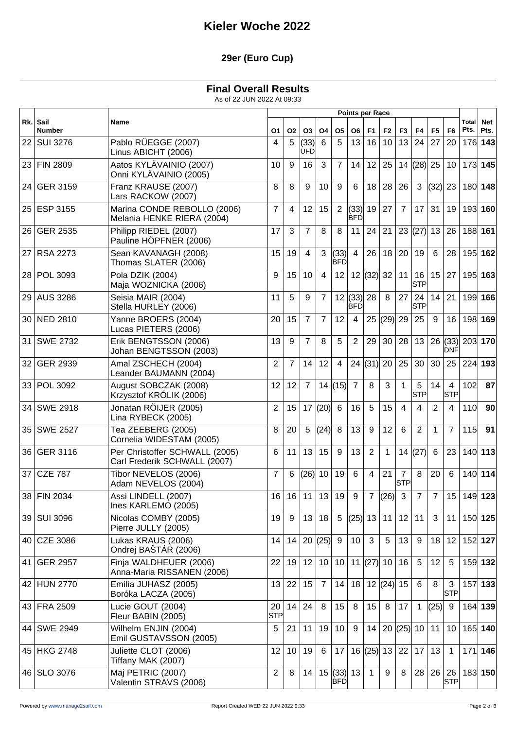# Kieler Woche 2022

## 29er (Euro Cup)

### Final Overall Results

As of 22 JUN 2022 At 09:33

| Rk. | Sail Number | Name | Points per Race | | | | | | | | | | | | Total Pts. | Net Pts. |
|---|---|---|---|---|---|---|---|---|---|---|---|---|---|---|---|---|
| | | | O1 | O2 | O3 | O4 | O5 | O6 | F1 | F2 | F3 | F4 | F5 | F6 | | |
| 22 | SUI 3276 | Pablo RÜEGGE (2007) Linus ABICHT (2006) | 4 | 5 | (33) UFD | 6 | 5 | 13 | 16 | 10 | 13 | 24 | 27 | 20 | 176 | **143** |
| 23 | FIN 2809 | Aatos KYLÄVAINIO (2007) Onni KYLÄVAINIO (2005) | 10 | 9 | 16 | 3 | 7 | 14 | 12 | 25 | 14 | (28) | 25 | 10 | 173 | **145** |
| 24 | GER 3159 | Franz KRAUSE (2007) Lars RACKOW (2007) | 8 | 8 | 9 | 10 | 9 | 6 | 18 | 28 | 26 | 3 | (32) | 23 | 180 | **148** |
| 25 | ESP 3155 | Marina CONDE REBOLLO (2006) Melania HENKE RIERA (2004) | 7 | 4 | 12 | 15 | 2 | (33) BFD | 19 | 27 | 7 | 17 | 31 | 19 | 193 | **160** |
| 26 | GER 2535 | Philipp RIEDEL (2007) Pauline HÖPFNER (2006) | 17 | 3 | 7 | 8 | 8 | 11 | 24 | 21 | 23 | (27) | 13 | 26 | 188 | **161** |
| 27 | RSA 2273 | Sean KAVANAGH (2008) Thomas SLATER (2006) | 15 | 19 | 4 | 3 | (33) BFD | 4 | 26 | 18 | 20 | 19 | 6 | 28 | 195 | **162** |
| 28 | POL 3093 | Pola DZIK (2004) Maja WOZNICKA (2006) | 9 | 15 | 10 | 4 | 12 | 12 | (32) | 32 | 11 | 16 STP | 15 | 27 | 195 | **163** |
| 29 | AUS 3286 | Seisia MAIR (2004) Stella HURLEY (2006) | 11 | 5 | 9 | 7 | 12 | (33) BFD | 28 | 8 | 27 | 24 STP | 14 | 21 | 199 | **166** |
| 30 | NED 2810 | Yanne BROERS (2004) Lucas PIETERS (2006) | 20 | 15 | 7 | 7 | 12 | 4 | 25 | (29) | 29 | 25 | 9 | 16 | 198 | **169** |
| 31 | SWE 2732 | Erik BENGTSSON (2006) Johan BENGTSSON (2003) | 13 | 9 | 7 | 8 | 5 | 2 | 29 | 30 | 28 | 13 | 26 | (33) DNF | 203 | **170** |
| 32 | GER 2939 | Amal ZSCHECH (2004) Leander BAUMANN (2004) | 2 | 7 | 14 | 12 | 4 | 24 | (31) | 20 | 25 | 30 | 30 | 25 | 224 | **193** |
| 33 | POL 3092 | August SOBCZAK (2008) Krzysztof KRÓLIK (2006) | 12 | 12 | 7 | 14 | (15) | 7 | 8 | 3 | 1 | 5 STP | 14 | 4 STP | 102 | **87** |
| 34 | SWE 2918 | Jonatan RÖIJER (2005) Lina RYBECK (2005) | 2 | 15 | 17 | (20) | 6 | 16 | 5 | 15 | 4 | 4 | 2 | 4 | 110 | **90** |
| 35 | SWE 2527 | Tea ZEEBERG (2005) Cornelia WIDESTAM (2005) | 8 | 20 | 5 | (24) | 8 | 13 | 9 | 12 | 6 | 2 | 1 | 7 | 115 | **91** |
| 36 | GER 3116 | Per Christoffer SCHWALL (2005) Carl Frederik SCHWALL (2007) | 6 | 11 | 13 | 15 | 9 | 13 | 2 | 1 | 14 | (27) | 6 | 23 | 140 | **113** |
| 37 | CZE 787 | Tibor NEVELOS (2006) Adam NEVELOS (2004) | 7 | 6 | (26) | 10 | 19 | 6 | 4 | 21 | 7 STP | 8 | 20 | 6 | 140 | **114** |
| 38 | FIN 2034 | Assi LINDELL (2007) Ines KARLEMO (2005) | 16 | 16 | 11 | 13 | 19 | 9 | 7 | (26) | 3 | 7 | 7 | 15 | 149 | **123** |
| 39 | SUI 3096 | Nicolas COMBY (2005) Pierre JULLY (2005) | 19 | 9 | 13 | 18 | 5 | (25) | 13 | 11 | 12 | 11 | 3 | 11 | 150 | **125** |
| 40 | CZE 3086 | Lukas KRAUS (2006) Ondrej BAŠTÁR (2006) | 14 | 14 | 20 | (25) | 9 | 10 | 3 | 5 | 13 | 9 | 18 | 12 | 152 | **127** |
| 41 | GER 2957 | Finja WALDHEUER (2006) Anna-Maria RISSANEN (2006) | 22 | 19 | 12 | 10 | 10 | 11 | (27) | 10 | 16 | 5 | 12 | 5 | 159 | **132** |
| 42 | HUN 2770 | Emília JUHASZ (2005) Boróka LACZA (2005) | 13 | 22 | 15 | 7 | 14 | 18 | 12 | (24) | 15 | 6 | 8 | 3 STP | 157 | **133** |
| 43 | FRA 2509 | Lucie GOUT (2004) Fleur BABIN (2005) | 20 STP | 14 | 24 | 8 | 15 | 8 | 15 | 8 | 17 | 1 | (25) | 9 | 164 | **139** |
| 44 | SWE 2949 | Wilhelm ENJIN (2004) Emil GUSTAVSSON (2005) | 5 | 21 | 11 | 19 | 10 | 9 | 14 | 20 | (25) | 10 | 11 | 10 | 165 | **140** |
| 45 | HKG 2748 | Juliette CLOT (2006) Tiffany MAK (2007) | 12 | 10 | 19 | 6 | 17 | 16 | (25) | 13 | 22 | 17 | 13 | 1 | 171 | **146** |
| 46 | SLO 3076 | Maj PETRIC (2007) Valentin STRAVS (2006) | 2 | 8 | 14 | 15 | (33) BFD | 13 | 1 | 9 | 8 | 28 | 26 | 26 STP | 183 | **150** |

Powered by www.manage2sail.com | Report Created WED 22 JUN 2022 9:33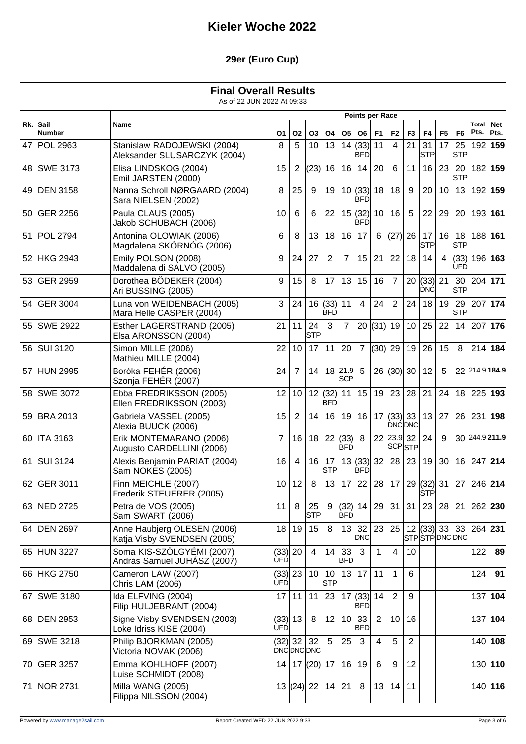# Kieler Woche 2022

## 29er (Euro Cup)

### Final Overall Results

As of 22 JUN 2022 At 09:33

| Rk. | Sail Number | Name | Points per Race | | | | | | | | | | | | Total Pts. | Net Pts. |
|---|---|---|---|---|---|---|---|---|---|---|---|---|---|---|---|---|
| | | | O1 | O2 | O3 | O4 | O5 | O6 | F1 | F2 | F3 | F4 | F5 | F6 | | |
| 47 | POL 2963 | Stanislaw RADOJEWSKI (2004) Aleksander SLUSARCZYK (2004) | 8 | 5 | 10 | 13 | 14 | (33) BFD | 11 | 4 | 21 | 31 STP | 17 | 25 STP | 192 | **159** |
| 48 | SWE 3173 | Elisa LINDSKOG (2004) Emil JARSTEN (2000) | 15 | 2 | (23) | 16 | 16 | 14 | 20 | 6 | 11 | 16 | 23 | 20 STP | 182 | **159** |
| 49 | DEN 3158 | Nanna Schroll NØRGAARD (2004) Sara NIELSEN (2002) | 8 | 25 | 9 | 19 | 10 | (33) BFD | 18 | 18 | 9 | 20 | 10 | 13 | 192 | **159** |
| 50 | GER 2256 | Paula CLAUS (2005) Jakob SCHUBACH (2006) | 10 | 6 | 6 | 22 | 15 | (32) BFD | 10 | 16 | 5 | 22 | 29 | 20 | 193 | **161** |
| 51 | POL 2794 | Antonina OLOWIAK (2006) Magdalena SKÓRNÓG (2006) | 6 | 8 | 13 | 18 | 16 | 17 | 6 | (27) | 26 | 17 STP | 16 | 18 STP | 188 | **161** |
| 52 | HKG 2943 | Emily POLSON (2008) Maddalena di SALVO (2005) | 9 | 24 | 27 | 2 | 7 | 15 | 21 | 22 | 18 | 14 | 4 | (33) UFD | 196 | **163** |
| 53 | GER 2959 | Dorothea BÖDEKER (2004) Ari BUSSING (2005) | 9 | 15 | 8 | 17 | 13 | 15 | 16 | 7 | 20 | (33) DNC | 21 | 30 STP | 204 | **171** |
| 54 | GER 3004 | Luna von WEIDENBACH (2005) Mara Helle CASPER (2004) | 3 | 24 | 16 | (33) BFD | 11 | 4 | 24 | 2 | 24 | 18 | 19 | 29 STP | 207 | **174** |
| 55 | SWE 2922 | Esther LAGERSTRAND (2005) Elsa ARONSSON (2004) | 21 | 11 | 24 STP | 3 | 7 | 20 | (31) | 19 | 10 | 25 | 22 | 14 | 207 | **176** |
| 56 | SUI 3120 | Simon MILLE (2006) Mathieu MILLE (2004) | 22 | 10 | 17 | 11 | 20 | 7 | (30) | 29 | 19 | 26 | 15 | 8 | 214 | **184** |
| 57 | HUN 2995 | Boróka FEHÉR (2006) Szonja FEHÉR (2007) | 24 | 7 | 14 | 18 | 21.9 SCP | 5 | 26 | (30) | 30 | 12 | 5 | 22 | 214.9 | **184.9** |
| 58 | SWE 3072 | Ebba FREDRIKSSON (2005) Ellen FREDRIKSSON (2003) | 12 | 10 | 12 | (32) BFD | 11 | 15 | 19 | 23 | 28 | 21 | 24 | 18 | 225 | **193** |
| 59 | BRA 2013 | Gabriela VASSEL (2005) Alexia BUUCK (2006) | 15 | 2 | 14 | 16 | 19 | 16 | 17 | (33) DNC | 33 DNC | 13 | 27 | 26 | 231 | **198** |
| 60 | ITA 3163 | Erik MONTEMARANO (2006) Augusto CARDELLINI (2006) | 7 | 16 | 18 | 22 | (33) BFD | 8 | 22 | 23.9 SCP | 32 STP | 24 | 9 | 30 | 244.9 | **211.9** |
| 61 | SUI 3124 | Alexis Benjamin PARIAT (2004) Sam NOKES (2005) | 16 | 4 | 16 | 17 STP | 13 | (33) BFD | 32 | 28 | 23 | 19 | 30 | 16 | 247 | **214** |
| 62 | GER 3011 | Finn MEICHLE (2007) Frederik STEUERER (2005) | 10 | 12 | 8 | 13 | 17 | 22 | 28 | 17 | 29 | (32) STP | 31 | 27 | 246 | **214** |
| 63 | NED 2725 | Petra de VOS (2005) Sam SWART (2006) | 11 | 8 | 25 STP | 9 | (32) BFD | 14 | 29 | 31 | 31 | 23 | 28 | 21 | 262 | **230** |
| 64 | DEN 2697 | Anne Haubjerg OLESEN (2006) Katja Visby SVENDSEN (2005) | 18 | 19 | 15 | 8 | 13 | 32 DNC | 23 | 25 | 12 STP | (33) STP | 33 DNC | 33 DNC | 264 | **231** |
| 65 | HUN 3227 | Soma KIS-SZÖLGYÉMI (2007) András Sámuel JUHÁSZ (2007) | (33) UFD | 20 | 4 | 14 | 33 BFD | 3 | 1 | 4 | 10 | | | | 122 | **89** |
| 66 | HKG 2750 | Cameron LAW (2007) Chris LAM (2006) | (33) UFD | 23 | 10 | 10 STP | 13 | 17 | 11 | 1 | 6 | | | | 124 | **91** |
| 67 | SWE 3180 | Ida ELFVING (2004) Filip HULJEBRANT (2004) | 17 | 11 | 11 | 23 | 17 | (33) BFD | 14 | 2 | 9 | | | | 137 | **104** |
| 68 | DEN 2953 | Signe Visby SVENDSEN (2003) Loke Idriss KISE (2004) | (33) UFD | 13 | 8 | 12 | 10 | 33 BFD | 2 | 10 | 16 | | | | 137 | **104** |
| 69 | SWE 3218 | Philip BJORKMAN (2005) Victoria NOVAK (2006) | (32) DNC | 32 DNC | 32 DNC | 5 | 25 | 3 | 4 | 5 | 2 | | | | 140 | **108** |
| 70 | GER 3257 | Emma KOHLHOFF (2007) Luise SCHMIDT (2008) | 14 | 17 | (20) | 17 | 16 | 19 | 6 | 9 | 12 | | | | 130 | **110** |
| 71 | NOR 2731 | Milla WANG (2005) Filippa NILSSON (2004) | 13 | (24) | 22 | 14 | 21 | 8 | 13 | 14 | 11 | | | | 140 | **116** |

Powered by www.manage2sail.com — Report Created WED 22 JUN 2022 9:33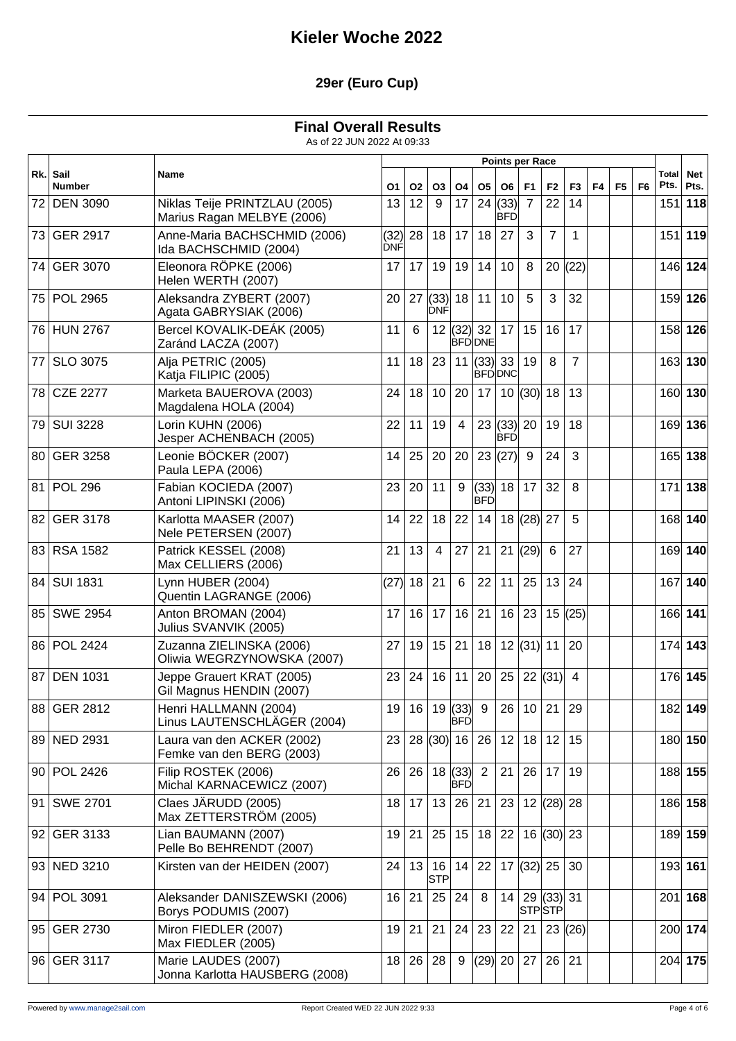# Kieler Woche 2022

## 29er (Euro Cup)

### Final Overall Results

As of 22 JUN 2022 At 09:33

| Rk. | Sail Number | Name | Points per Race | | | | | | | | | | | | Total Pts. | Net Pts. |
|---|---|---|---|---|---|---|---|---|---|---|---|---|---|---|---|---|
| | | | O1 | O2 | O3 | O4 | O5 | O6 | F1 | F2 | F3 | F4 | F5 | F6 | | |
| 72 | DEN 3090 | Niklas Teije PRINTZLAU (2005) Marius Ragan MELBYE (2006) | 13 | 12 | 9 | 17 | 24 | (33) BFD | 7 | 22 | 14 | | | | 151 | **118** |
| 73 | GER 2917 | Anne-Maria BACHSCHMID (2006) Ida BACHSCHMID (2004) | (32) DNF | 28 | 18 | 17 | 18 | 27 | 3 | 7 | 1 | | | | 151 | **119** |
| 74 | GER 3070 | Eleonora RÖPKE (2006) Helen WERTH (2007) | 17 | 17 | 19 | 19 | 14 | 10 | 8 | 20 | (22) | | | | 146 | **124** |
| 75 | POL 2965 | Aleksandra ZYBERT (2007) Agata GABRYSIAK (2006) | 20 | 27 | (33) DNF | 18 | 11 | 10 | 5 | 3 | 32 | | | | 159 | **126** |
| 76 | HUN 2767 | Bercel KOVALIK-DEÁK (2005) Zaránd LACZA (2007) | 11 | 6 | 12 | (32) BFD | 32 DNE | 17 | 15 | 16 | 17 | | | | 158 | **126** |
| 77 | SLO 3075 | Alja PETRIC (2005) Katja FILIPIC (2005) | 11 | 18 | 23 | 11 | (33) BFD | 33 DNC | 19 | 8 | 7 | | | | 163 | **130** |
| 78 | CZE 2277 | Marketa BAUEROVA (2003) Magdalena HOLA (2004) | 24 | 18 | 10 | 20 | 17 | 10 | (30) | 18 | 13 | | | | 160 | **130** |
| 79 | SUI 3228 | Lorin KUHN (2006) Jesper ACHENBACH (2005) | 22 | 11 | 19 | 4 | 23 | (33) BFD | 20 | 19 | 18 | | | | 169 | **136** |
| 80 | GER 3258 | Leonie BÖCKER (2007) Paula LEPA (2006) | 14 | 25 | 20 | 20 | 23 | (27) | 9 | 24 | 3 | | | | 165 | **138** |
| 81 | POL 296 | Fabian KOCIEDA (2007) Antoni LIPINSKI (2006) | 23 | 20 | 11 | 9 | (33) BFD | 18 | 17 | 32 | 8 | | | | 171 | **138** |
| 82 | GER 3178 | Karlotta MAASER (2007) Nele PETERSEN (2007) | 14 | 22 | 18 | 22 | 14 | 18 | (28) | 27 | 5 | | | | 168 | **140** |
| 83 | RSA 1582 | Patrick KESSEL (2008) Max CELLIERS (2006) | 21 | 13 | 4 | 27 | 21 | 21 | (29) | 6 | 27 | | | | 169 | **140** |
| 84 | SUI 1831 | Lynn HUBER (2004) Quentin LAGRANGE (2006) | (27) | 18 | 21 | 6 | 22 | 11 | 25 | 13 | 24 | | | | 167 | **140** |
| 85 | SWE 2954 | Anton BROMAN (2004) Julius SVANVIK (2005) | 17 | 16 | 17 | 16 | 21 | 16 | 23 | 15 | (25) | | | | 166 | **141** |
| 86 | POL 2424 | Zuzanna ZIELINSKA (2006) Oliwia WEGRZYNOWSKA (2007) | 27 | 19 | 15 | 21 | 18 | 12 | (31) | 11 | 20 | | | | 174 | **143** |
| 87 | DEN 1031 | Jeppe Grauert KRAT (2005) Gil Magnus HENDIN (2007) | 23 | 24 | 16 | 11 | 20 | 25 | 22 | (31) | 4 | | | | 176 | **145** |
| 88 | GER 2812 | Henri HALLMANN (2004) Linus LAUTENSCHLÄGER (2004) | 19 | 16 | 19 | (33) BFD | 9 | 26 | 10 | 21 | 29 | | | | 182 | **149** |
| 89 | NED 2931 | Laura van den ACKER (2002) Femke van den BERG (2003) | 23 | 28 | (30) | 16 | 26 | 12 | 18 | 12 | 15 | | | | 180 | **150** |
| 90 | POL 2426 | Filip ROSTEK (2006) Michal KARNACEWICZ (2007) | 26 | 26 | 18 | (33) BFD | 2 | 21 | 26 | 17 | 19 | | | | 188 | **155** |
| 91 | SWE 2701 | Claes JÄRUDD (2005) Max ZETTERSTRÖM (2005) | 18 | 17 | 13 | 26 | 21 | 23 | 12 | (28) | 28 | | | | 186 | **158** |
| 92 | GER 3133 | Lian BAUMANN (2007) Pelle Bo BEHRENDT (2007) | 19 | 21 | 25 | 15 | 18 | 22 | 16 | (30) | 23 | | | | 189 | **159** |
| 93 | NED 3210 | Kirsten van der HEIDEN (2007) | 24 | 13 | 16 STP | 14 | 22 | 17 | (32) | 25 | 30 | | | | 193 | **161** |
| 94 | POL 3091 | Aleksander DANISZEWSKI (2006) Borys PODUMIS (2007) | 16 | 21 | 25 | 24 | 8 | 14 | 29 STP | (33) STP | 31 | | | | 201 | **168** |
| 95 | GER 2730 | Miron FIEDLER (2007) Max FIEDLER (2005) | 19 | 21 | 21 | 24 | 23 | 22 | 21 | 23 | (26) | | | | 200 | **174** |
| 96 | GER 3117 | Marie LAUDES (2007) Jonna Karlotta HAUSBERG (2008) | 18 | 26 | 28 | 9 | (29) | 20 | 27 | 26 | 21 | | | | 204 | **175** |

Powered by www.manage2sail.com

Report Created WED 22 JUN 2022 9:33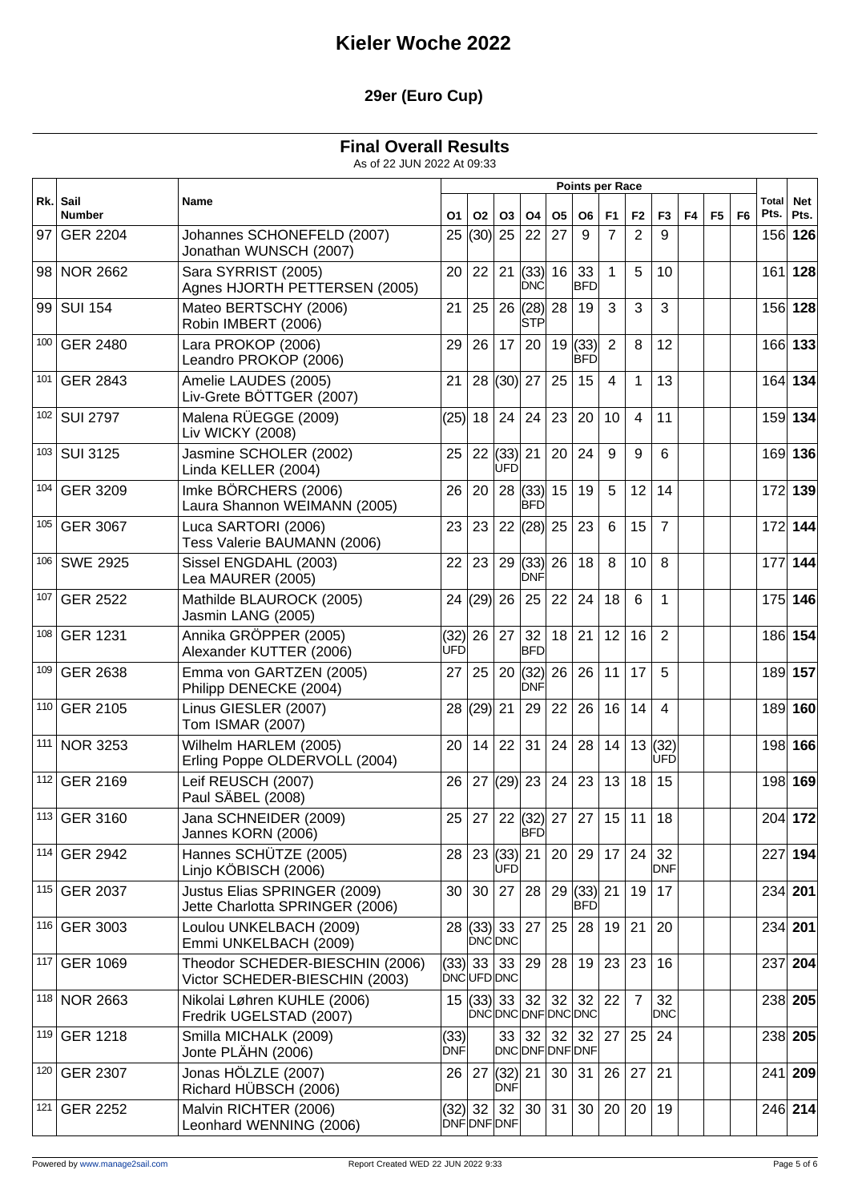# Kieler Woche 2022

## 29er (Euro Cup)

### Final Overall Results

As of 22 JUN 2022 At 09:33

| Rk. | Sail Number | Name | O1 | O2 | O3 | O4 | O5 | O6 | F1 | F2 | F3 | F4 | F5 | F6 | Total Pts. | Net Pts. |
|---|---|---|---|---|---|---|---|---|---|---|---|---|---|---|---|---|
| 97 | GER 2204 | Johannes SCHONEFELD (2007)<br>Jonathan WUNSCH (2007) | 25 | (30) | 25 | 22 | 27 | 9 | 7 | 2 | 9 | | | | 156 | **126** |
| 98 | NOR 2662 | Sara SYRRIST (2005)<br>Agnes HJORTH PETTERSEN (2005) | 20 | 22 | 21 | (33) DNC | 16 | 33 BFD | 1 | 5 | 10 | | | | 161 | **128** |
| 99 | SUI 154 | Mateo BERTSCHY (2006)<br>Robin IMBERT (2006) | 21 | 25 | 26 | (28) STP | 28 | 19 | 3 | 3 | 3 | | | | 156 | **128** |
| 100 | GER 2480 | Lara PROKOP (2006)<br>Leandro PROKOP (2006) | 29 | 26 | 17 | 20 | 19 | (33) BFD | 2 | 8 | 12 | | | | 166 | **133** |
| 101 | GER 2843 | Amelie LAUDES (2005)<br>Liv-Grete BÖTTGER (2007) | 21 | 28 | (30) | 27 | 25 | 15 | 4 | 1 | 13 | | | | 164 | **134** |
| 102 | SUI 2797 | Malena RÜEGGE (2009)<br>Liv WICKY (2008) | (25) | 18 | 24 | 24 | 23 | 20 | 10 | 4 | 11 | | | | 159 | **134** |
| 103 | SUI 3125 | Jasmine SCHOLER (2002)<br>Linda KELLER (2004) | 25 | 22 | (33) UFD | 21 | 20 | 24 | 9 | 9 | 6 | | | | 169 | **136** |
| 104 | GER 3209 | Imke BÖRCHERS (2006)<br>Laura Shannon WEIMANN (2005) | 26 | 20 | 28 | (33) BFD | 15 | 19 | 5 | 12 | 14 | | | | 172 | **139** |
| 105 | GER 3067 | Luca SARTORI (2006)<br>Tess Valerie BAUMANN (2006) | 23 | 23 | 22 | (28) | 25 | 23 | 6 | 15 | 7 | | | | 172 | **144** |
| 106 | SWE 2925 | Sissel ENGDAHL (2003)<br>Lea MAURER (2005) | 22 | 23 | 29 | (33) DNF | 26 | 18 | 8 | 10 | 8 | | | | 177 | **144** |
| 107 | GER 2522 | Mathilde BLAUROCK (2005)<br>Jasmin LANG (2005) | 24 | (29) | 26 | 25 | 22 | 24 | 18 | 6 | 1 | | | | 175 | **146** |
| 108 | GER 1231 | Annika GRÖPPER (2005)<br>Alexander KUTTER (2006) | (32) UFD | 26 | 27 | 32 BFD | 18 | 21 | 12 | 16 | 2 | | | | 186 | **154** |
| 109 | GER 2638 | Emma von GARTZEN (2005)<br>Philipp DENECKE (2004) | 27 | 25 | 20 | (32) DNF | 26 | 26 | 11 | 17 | 5 | | | | 189 | **157** |
| 110 | GER 2105 | Linus GIESLER (2007)<br>Tom ISMAR (2007) | 28 | (29) | 21 | 29 | 22 | 26 | 16 | 14 | 4 | | | | 189 | **160** |
| 111 | NOR 3253 | Wilhelm HARLEM (2005)<br>Erling Poppe OLDERVOLL (2004) | 20 | 14 | 22 | 31 | 24 | 28 | 14 | 13 | (32) UFD | | | | 198 | **166** |
| 112 | GER 2169 | Leif REUSCH (2007)<br>Paul SÄBEL (2008) | 26 | 27 | (29) | 23 | 24 | 23 | 13 | 18 | 15 | | | | 198 | **169** |
| 113 | GER 3160 | Jana SCHNEIDER (2009)<br>Jannes KORN (2006) | 25 | 27 | 22 | (32) BFD | 27 | 27 | 15 | 11 | 18 | | | | 204 | **172** |
| 114 | GER 2942 | Hannes SCHÜTZE (2005)<br>Linjo KÖBISCH (2006) | 28 | 23 | (33) UFD | 21 | 20 | 29 | 17 | 24 | 32 DNF | | | | 227 | **194** |
| 115 | GER 2037 | Justus Elias SPRINGER (2009)<br>Jette Charlotta SPRINGER (2006) | 30 | 30 | 27 | 28 | 29 | (33) BFD | 21 | 19 | 17 | | | | 234 | **201** |
| 116 | GER 3003 | Loulou UNKELBACH (2009)<br>Emmi UNKELBACH (2009) | 28 | (33) DNC | 33 DNC | 27 | 25 | 28 | 19 | 21 | 20 | | | | 234 | **201** |
| 117 | GER 1069 | Theodor SCHEDER-BIESCHIN (2006)<br>Victor SCHEDER-BIESCHIN (2003) | (33) DNC | 33 UFD | 33 DNC | 29 | 28 | 19 | 23 | 23 | 16 | | | | 237 | **204** |
| 118 | NOR 2663 | Nikolai Løhren KUHLE (2006)<br>Fredrik UGELSTAD (2007) | 15 | (33) DNC | 33 DNC | 32 DNF | 32 DNC | 32 DNC | 22 | 7 | 32 DNC | | | | 238 | **205** |
| 119 | GER 1218 | Smilla MICHALK (2009)<br>Jonte PLÄHN (2006) | (33) DNF | | 33 DNC | 32 DNF | 32 DNF | 32 DNF | 27 | 25 | 24 | | | | 238 | **205** |
| 120 | GER 2307 | Jonas HÖLZLE (2007)<br>Richard HÜBSCH (2006) | 26 | 27 | (32) DNF | 21 | 30 | 31 | 26 | 27 | 21 | | | | 241 | **209** |
| 121 | GER 2252 | Malvin RICHTER (2006)<br>Leonhard WENNING (2006) | (32) DNF | 32 DNF | 32 DNF | 30 | 31 | 30 | 20 | 20 | 19 | | | | 246 | **214** |

Powered by www.manage2sail.com | Report Created WED 22 JUN 2022 9:33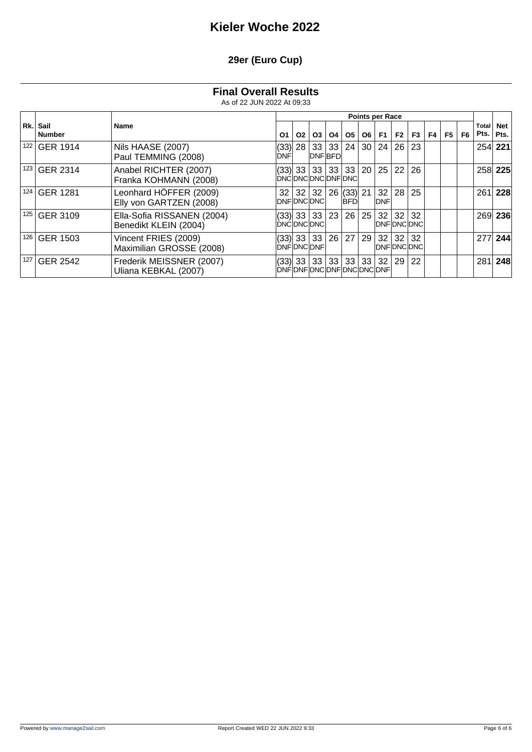# Kieler Woche 2022

## 29er (Euro Cup)

### Final Overall Results

As of 22 JUN 2022 At 09:33

| Rk. | Sail Number | Name | O1 | O2 | O3 | O4 | O5 | O6 | F1 | F2 | F3 | F4 | F5 | F6 | Total Pts. | Net Pts. |
|---|---|---|---|---|---|---|---|---|---|---|---|---|---|---|---|---|
| 122 | GER 1914 | Nils HAASE (2007) Paul TEMMING (2008) | (33) DNF | 28 | 33 DNF | 33 BFD | 24 | 30 | 24 | 26 | 23 | | | | 254 | **221** |
| 123 | GER 2314 | Anabel RICHTER (2007) Franka KOHMANN (2008) | (33) DNC | 33 DNC | 33 DNC | 33 DNF | 33 DNC | 20 | 25 | 22 | 26 | | | | 258 | **225** |
| 124 | GER 1281 | Leonhard HÖFFER (2009) Elly von GARTZEN (2008) | 32 DNF | 32 DNC | 32 DNC | 26 | (33) BFD | 21 | 32 DNF | 28 | 25 | | | | 261 | **228** |
| 125 | GER 3109 | Ella-Sofia RISSANEN (2004) Benedikt KLEIN (2004) | (33) DNC | 33 DNC | 33 DNC | 23 | 26 | 25 | 32 DNF | 32 DNC | 32 DNC | | | | 269 | **236** |
| 126 | GER 1503 | Vincent FRIES (2009) Maximilian GROSSE (2008) | (33) DNF | 33 DNC | 33 DNF | 26 | 27 | 29 | 32 DNF | 32 DNC | 32 DNC | | | | 277 | **244** |
| 127 | GER 2542 | Frederik MEISSNER (2007) Uliana KEBKAL (2007) | (33) DNF | 33 DNF | 33 DNC | 33 DNF | 33 DNC | 33 DNC | 32 DNF | 29 | 22 | | | | 281 | **248** |

Powered by www.manage2sail.com

Report Created WED 22 JUN 2022 9:33